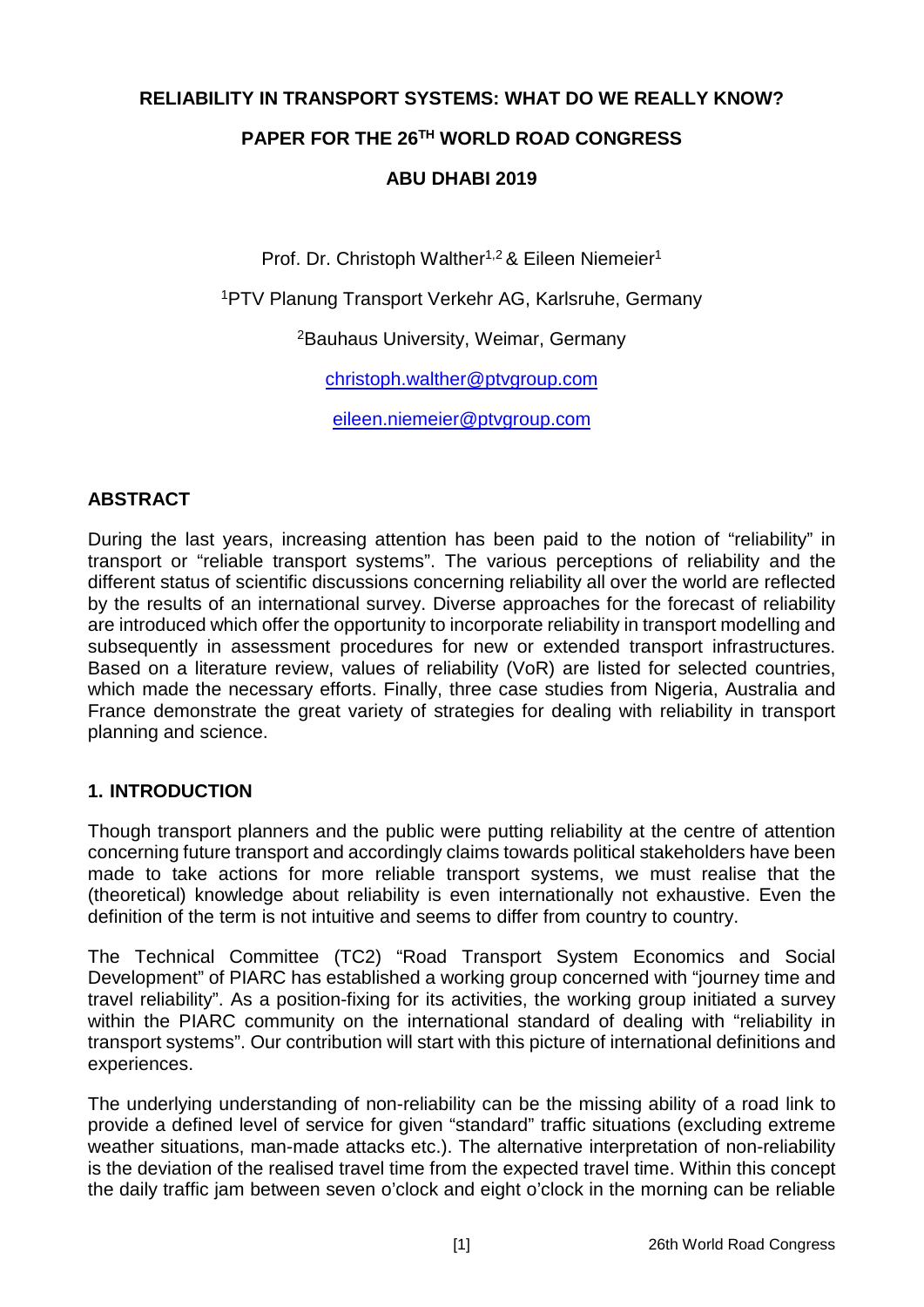# RELIABILITY IN TRANSPORT SYSTEMS: WHAT DO WE REALLY KNOW?

## PAPER FOR THE 26TH WORLD ROAD CONGRESS

## ABU DHABI 2019

Prof. Dr. Christoph Walther[1,2] & Eileen Niemeier[1]

[1]PTV Planung Transport Verkehr AG, Karlsruhe, Germany

[2]Bauhaus University, Weimar, Germany

christoph.walther@ptvgroup.com

eileen.niemeier@ptvgroup.com

## ABSTRACT

During the last years, increasing attention has been paid to the notion of "reliability" in transport or "reliable transport systems". The various perceptions of reliability and the different status of scientific discussions concerning reliability all over the world are reflected by the results of an international survey. Diverse approaches for the forecast of reliability are introduced which offer the opportunity to incorporate reliability in transport modelling and subsequently in assessment procedures for new or extended transport infrastructures. Based on a literature review, values of reliability (VoR) are listed for selected countries, which made the necessary efforts. Finally, three case studies from Nigeria, Australia and France demonstrate the great variety of strategies for dealing with reliability in transport planning and science.

## 1. INTRODUCTION

Though transport planners and the public were putting reliability at the centre of attention concerning future transport and accordingly claims towards political stakeholders have been made to take actions for more reliable transport systems, we must realise that the (theoretical) knowledge about reliability is even internationally not exhaustive. Even the definition of the term is not intuitive and seems to differ from country to country.

The Technical Committee (TC2) "Road Transport System Economics and Social Development" of PIARC has established a working group concerned with "journey time and travel reliability". As a position-fixing for its activities, the working group initiated a survey within the PIARC community on the international standard of dealing with "reliability in transport systems". Our contribution will start with this picture of international definitions and experiences.

The underlying understanding of non-reliability can be the missing ability of a road link to provide a defined level of service for given "standard" traffic situations (excluding extreme weather situations, man-made attacks etc.). The alternative interpretation of non-reliability is the deviation of the realised travel time from the expected travel time. Within this concept the daily traffic jam between seven o'clock and eight o'clock in the morning can be reliable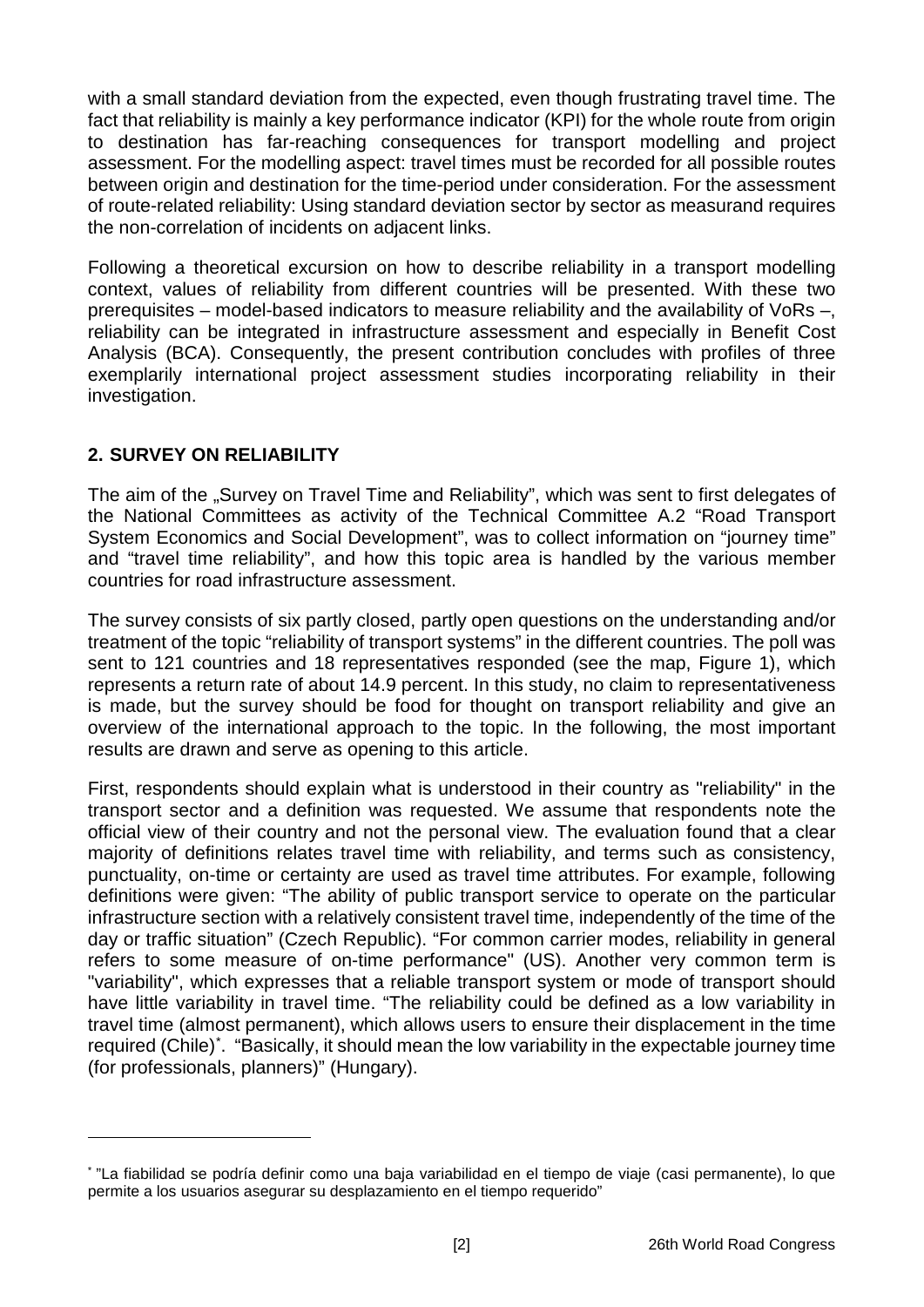with a small standard deviation from the expected, even though frustrating travel time. The fact that reliability is mainly a key performance indicator (KPI) for the whole route from origin to destination has far-reaching consequences for transport modelling and project assessment. For the modelling aspect: travel times must be recorded for all possible routes between origin and destination for the time-period under consideration. For the assessment of route-related reliability: Using standard deviation sector by sector as measurand requires the non-correlation of incidents on adjacent links.

Following a theoretical excursion on how to describe reliability in a transport modelling context, values of reliability from different countries will be presented. With these two prerequisites – model-based indicators to measure reliability and the availability of VoRs –, reliability can be integrated in infrastructure assessment and especially in Benefit Cost Analysis (BCA). Consequently, the present contribution concludes with profiles of three exemplarily international project assessment studies incorporating reliability in their investigation.

## 2. SURVEY ON RELIABILITY

The aim of the „Survey on Travel Time and Reliability", which was sent to first delegates of the National Committees as activity of the Technical Committee A.2 "Road Transport System Economics and Social Development", was to collect information on "journey time" and "travel time reliability", and how this topic area is handled by the various member countries for road infrastructure assessment.

The survey consists of six partly closed, partly open questions on the understanding and/or treatment of the topic "reliability of transport systems" in the different countries. The poll was sent to 121 countries and 18 representatives responded (see the map, Figure 1), which represents a return rate of about 14.9 percent. In this study, no claim to representativeness is made, but the survey should be food for thought on transport reliability and give an overview of the international approach to the topic. In the following, the most important results are drawn and serve as opening to this article.

First, respondents should explain what is understood in their country as "reliability" in the transport sector and a definition was requested. We assume that respondents note the official view of their country and not the personal view. The evaluation found that a clear majority of definitions relates travel time with reliability, and terms such as consistency, punctuality, on-time or certainty are used as travel time attributes. For example, following definitions were given: "The ability of public transport service to operate on the particular infrastructure section with a relatively consistent travel time, independently of the time of the day or traffic situation" (Czech Republic). "For common carrier modes, reliability in general refers to some measure of on-time performance" (US). Another very common term is "variability", which expresses that a reliable transport system or mode of transport should have little variability in travel time. "The reliability could be defined as a low variability in travel time (almost permanent), which allows users to ensure their displacement in the time required (Chile)[*]. "Basically, it should mean the low variability in the expectable journey time (for professionals, planners)" (Hungary).

[*] "La fiabilidad se podría definir como una baja variabilidad en el tiempo de viaje (casi permanente), lo que permite a los usuarios asegurar su desplazamiento en el tiempo requerido"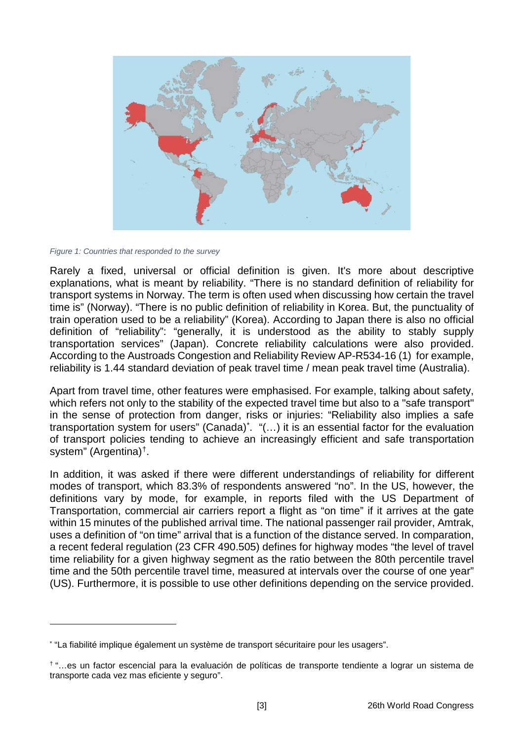*Figure 1: Countries that responded to the survey*

Rarely a fixed, universal or official definition is given. It's more about descriptive explanations, what is meant by reliability. “There is no standard definition of reliability for transport systems in Norway. The term is often used when discussing how certain the travel time is” (Norway). “There is no public definition of reliability in Korea. But, the punctuality of train operation used to be a reliability” (Korea). According to Japan there is also no official definition of “reliability”: “generally, it is understood as the ability to stably supply transportation services” (Japan). Concrete reliability calculations were also provided. According to the Austroads Congestion and Reliability Review AP-R534-16 (1) for example, reliability is 1.44 standard deviation of peak travel time / mean peak travel time (Australia).

Apart from travel time, other features were emphasised. For example, talking about safety, which refers not only to the stability of the expected travel time but also to a "safe transport" in the sense of protection from danger, risks or injuries: “Reliability also implies a safe transportation system for users” (Canada)[*]. “(…) it is an essential factor for the evaluation of transport policies tending to achieve an increasingly efficient and safe transportation system” (Argentina)[†].

In addition, it was asked if there were different understandings of reliability for different modes of transport, which 83.3% of respondents answered “no”. In the US, however, the definitions vary by mode, for example, in reports filed with the US Department of Transportation, commercial air carriers report a flight as “on time” if it arrives at the gate within 15 minutes of the published arrival time. The national passenger rail provider, Amtrak, uses a definition of “on time” arrival that is a function of the distance served. In comparation, a recent federal regulation (23 CFR 490.505) defines for highway modes “the level of travel time reliability for a given highway segment as the ratio between the 80th percentile travel time and the 50th percentile travel time, measured at intervals over the course of one year” (US). Furthermore, it is possible to use other definitions depending on the service provided.

---

[*] “La fiabilité implique également un système de transport sécuritaire pour les usagers”.

[†] “…es un factor escencial para la evaluación de políticas de transporte tendiente a lograr un sistema de transporte cada vez mas eficiente y seguro”.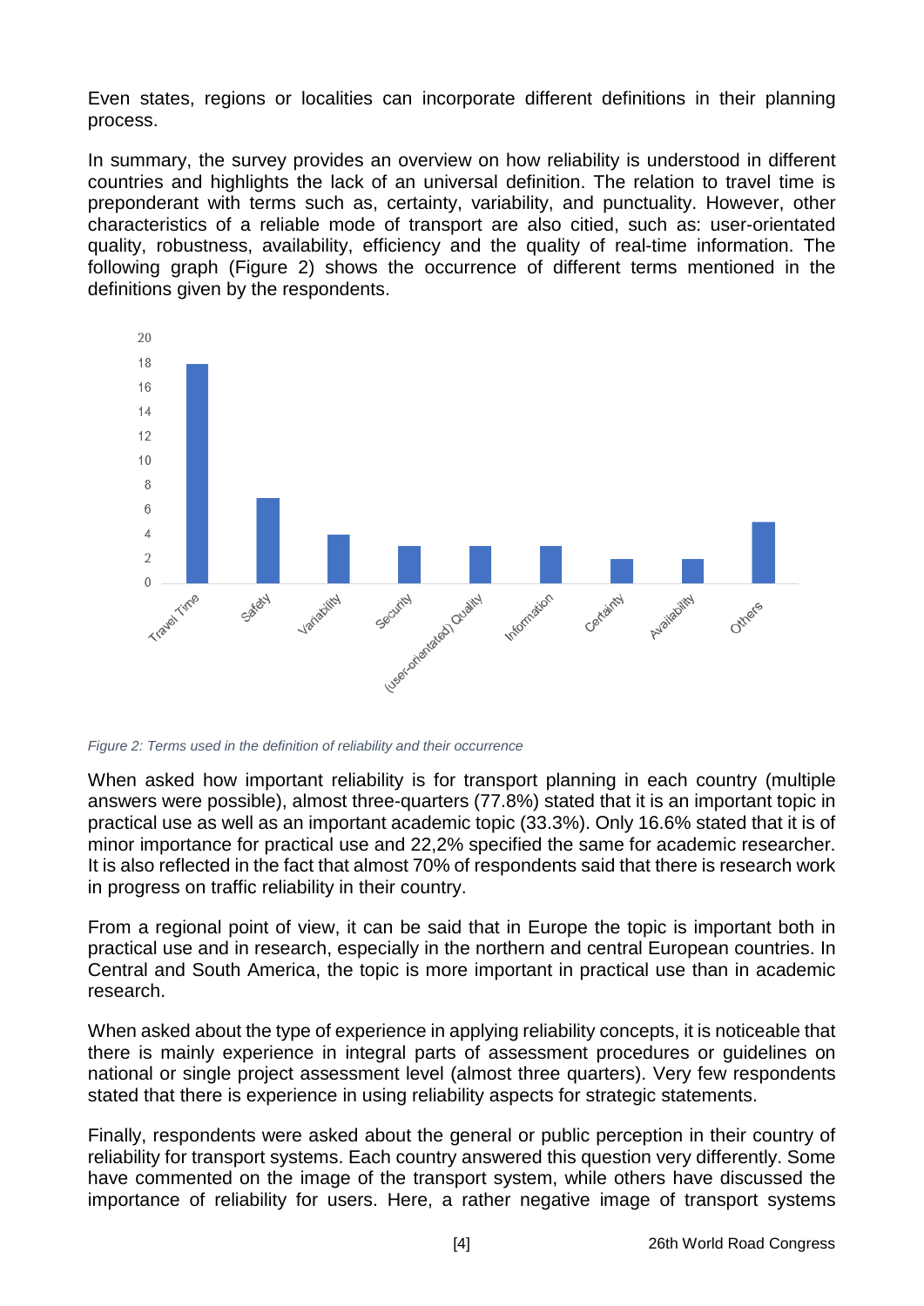Even states, regions or localities can incorporate different definitions in their planning process.

In summary, the survey provides an overview on how reliability is understood in different countries and highlights the lack of an universal definition. The relation to travel time is preponderant with terms such as, certainty, variability, and punctuality. However, other characteristics of a reliable mode of transport are also citied, such as: user-orientated quality, robustness, availability, efficiency and the quality of real-time information. The following graph (Figure 2) shows the occurrence of different terms mentioned in the definitions given by the respondents.

*Figure 2: Terms used in the definition of reliability and their occurrence*

When asked how important reliability is for transport planning in each country (multiple answers were possible), almost three-quarters (77.8%) stated that it is an important topic in practical use as well as an important academic topic (33.3%). Only 16.6% stated that it is of minor importance for practical use and 22,2% specified the same for academic researcher. It is also reflected in the fact that almost 70% of respondents said that there is research work in progress on traffic reliability in their country.

From a regional point of view, it can be said that in Europe the topic is important both in practical use and in research, especially in the northern and central European countries. In Central and South America, the topic is more important in practical use than in academic research.

When asked about the type of experience in applying reliability concepts, it is noticeable that there is mainly experience in integral parts of assessment procedures or guidelines on national or single project assessment level (almost three quarters). Very few respondents stated that there is experience in using reliability aspects for strategic statements.

Finally, respondents were asked about the general or public perception in their country of reliability for transport systems. Each country answered this question very differently. Some have commented on the image of the transport system, while others have discussed the importance of reliability for users. Here, a rather negative image of transport systems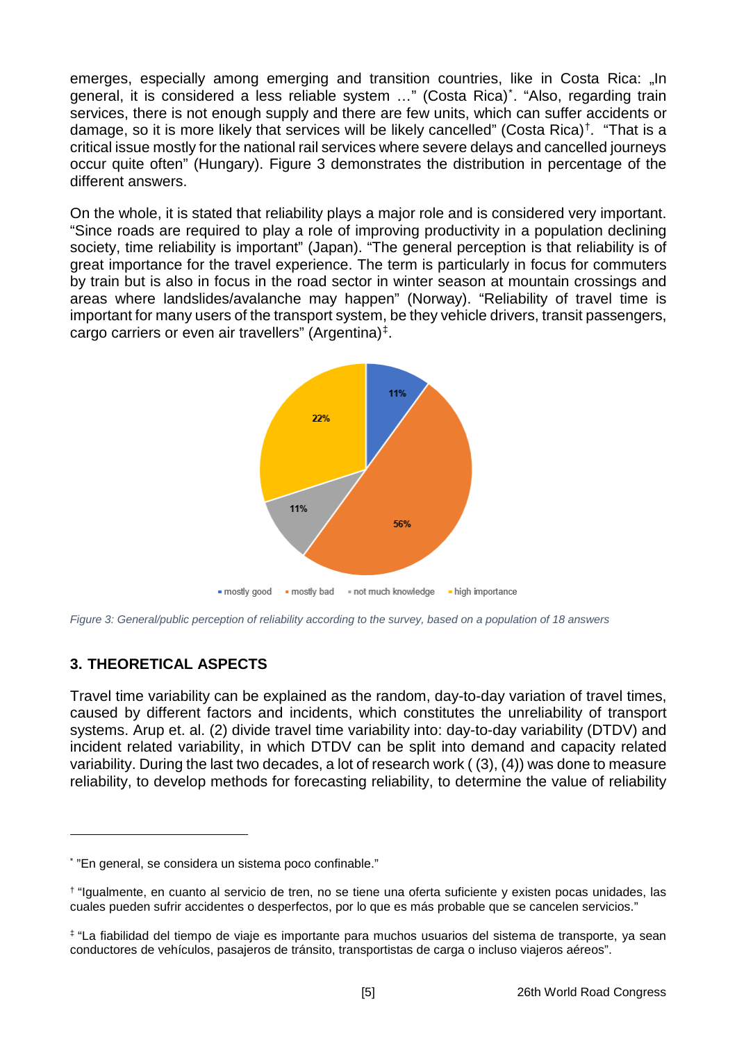emerges, especially among emerging and transition countries, like in Costa Rica: „In general, it is considered a less reliable system …" (Costa Rica)*. "Also, regarding train services, there is not enough supply and there are few units, which can suffer accidents or damage, so it is more likely that services will be likely cancelled" (Costa Rica)†. "That is a critical issue mostly for the national rail services where severe delays and cancelled journeys occur quite often" (Hungary). Figure 3 demonstrates the distribution in percentage of the different answers.

On the whole, it is stated that reliability plays a major role and is considered very important. "Since roads are required to play a role of improving productivity in a population declining society, time reliability is important" (Japan). "The general perception is that reliability is of great importance for the travel experience. The term is particularly in focus for commuters by train but is also in focus in the road sector in winter season at mountain crossings and areas where landslides/avalanche may happen" (Norway). "Reliability of travel time is important for many users of the transport system, be they vehicle drivers, transit passengers, cargo carriers or even air travellers" (Argentina)‡.

| Answer | Share |
| --- | --- |
| mostly good | 11% |
| mostly bad | 56% |
| not much knowledge | 11% |
| high importance | 22% |

*Figure 3: General/public perception of reliability according to the survey, based on a population of 18 answers*

## 3. THEORETICAL ASPECTS

Travel time variability can be explained as the random, day-to-day variation of travel times, caused by different factors and incidents, which constitutes the unreliability of transport systems. Arup et. al. (2) divide travel time variability into: day-to-day variability (DTDV) and incident related variability, in which DTDV can be split into demand and capacity related variability. During the last two decades, a lot of research work ( (3), (4)) was done to measure reliability, to develop methods for forecasting reliability, to determine the value of reliability

---

* "En general, se considera un sistema poco confinable."

† "Igualmente, en cuanto al servicio de tren, no se tiene una oferta suficiente y existen pocas unidades, las cuales pueden sufrir accidentes o desperfectos, por lo que es más probable que se cancelen servicios."

‡ "La fiabilidad del tiempo de viaje es importante para muchos usuarios del sistema de transporte, ya sean conductores de vehículos, pasajeros de tránsito, transportistas de carga o incluso viajeros aéreos".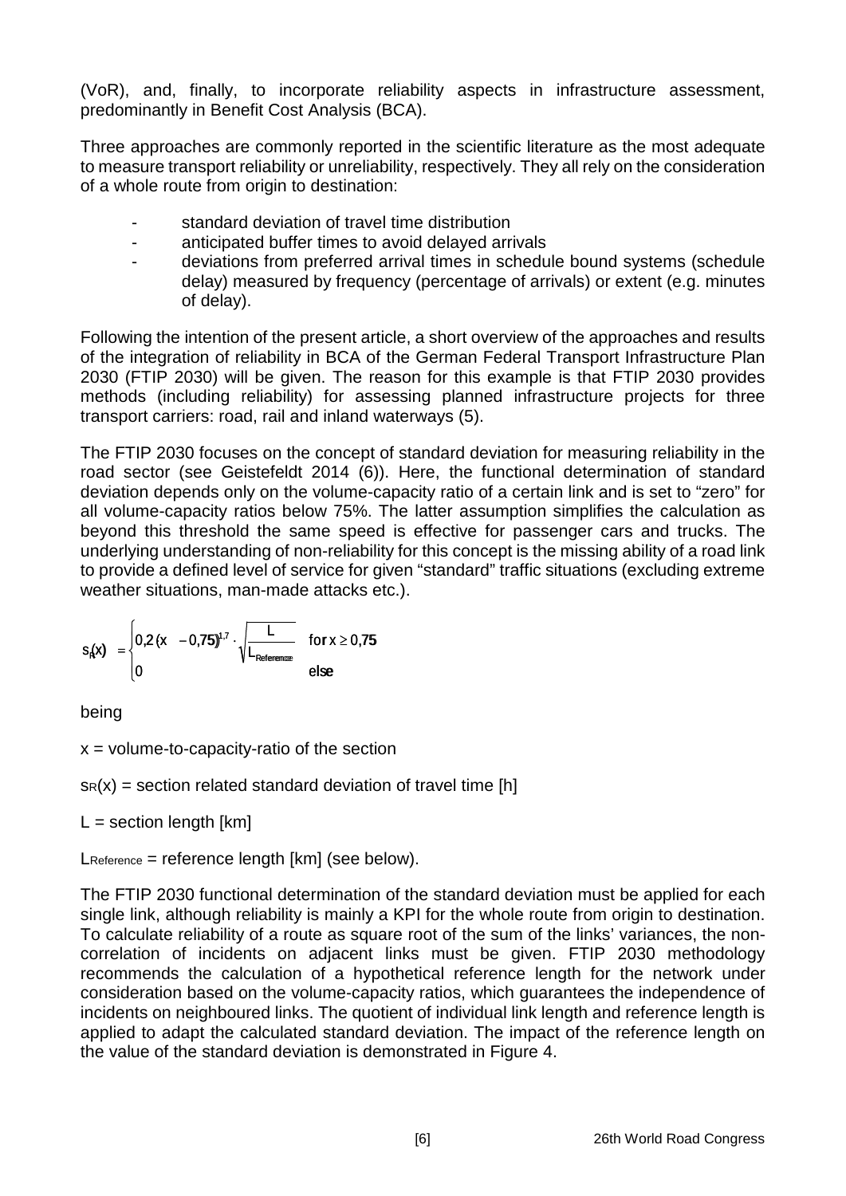(VoR), and, finally, to incorporate reliability aspects in infrastructure assessment, predominantly in Benefit Cost Analysis (BCA).

Three approaches are commonly reported in the scientific literature as the most adequate to measure transport reliability or unreliability, respectively. They all rely on the consideration of a whole route from origin to destination:

- standard deviation of travel time distribution
- anticipated buffer times to avoid delayed arrivals
- deviations from preferred arrival times in schedule bound systems (schedule delay) measured by frequency (percentage of arrivals) or extent (e.g. minutes of delay).

Following the intention of the present article, a short overview of the approaches and results of the integration of reliability in BCA of the German Federal Transport Infrastructure Plan 2030 (FTIP 2030) will be given. The reason for this example is that FTIP 2030 provides methods (including reliability) for assessing planned infrastructure projects for three transport carriers: road, rail and inland waterways (5).

The FTIP 2030 focuses on the concept of standard deviation for measuring reliability in the road sector (see Geistefeldt 2014 (6)). Here, the functional determination of standard deviation depends only on the volume-capacity ratio of a certain link and is set to "zero" for all volume-capacity ratios below 75%. The latter assumption simplifies the calculation as beyond this threshold the same speed is effective for passenger cars and trucks. The underlying understanding of non-reliability for this concept is the missing ability of a road link to provide a defined level of service for given "standard" traffic situations (excluding extreme weather situations, man-made attacks etc.).

$$s_R(x) = \begin{cases} 0{,}2\,(x - 0{,}75)^{1{,}7} \cdot \sqrt{\dfrac{L}{L_{Reference}}} & \text{for } x \geq 0{,}75 \\ 0 & \text{else} \end{cases}$$

being

$x$ = volume-to-capacity-ratio of the section

$s_R(x)$ = section related standard deviation of travel time [h]

$L$ = section length [km]

$L_{Reference}$ = reference length [km] (see below).

The FTIP 2030 functional determination of the standard deviation must be applied for each single link, although reliability is mainly a KPI for the whole route from origin to destination. To calculate reliability of a route as square root of the sum of the links' variances, the non-correlation of incidents on adjacent links must be given. FTIP 2030 methodology recommends the calculation of a hypothetical reference length for the network under consideration based on the volume-capacity ratios, which guarantees the independence of incidents on neighboured links. The quotient of individual link length and reference length is applied to adapt the calculated standard deviation. The impact of the reference length on the value of the standard deviation is demonstrated in Figure 4.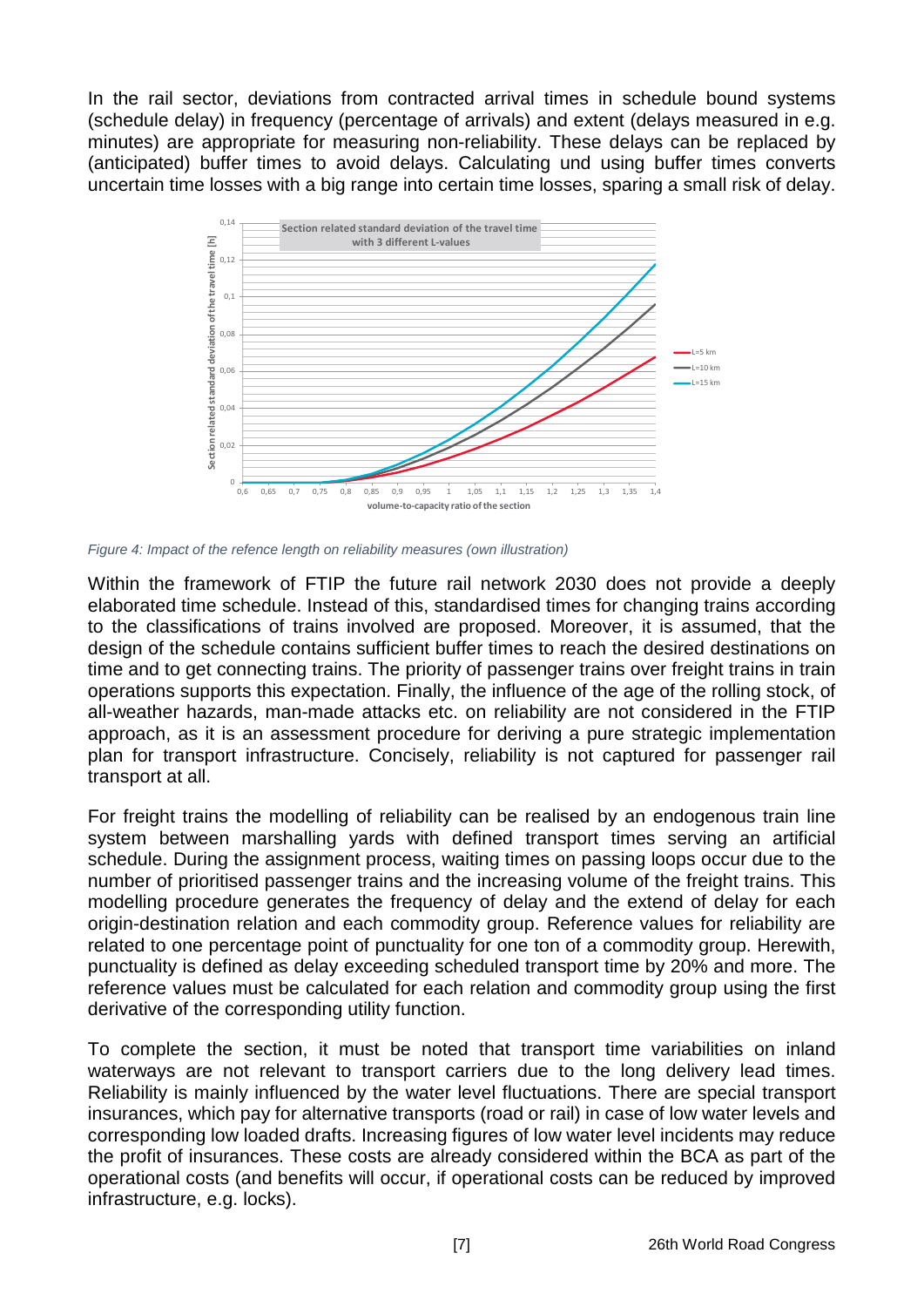In the rail sector, deviations from contracted arrival times in schedule bound systems (schedule delay) in frequency (percentage of arrivals) and extent (delays measured in e.g. minutes) are appropriate for measuring non-reliability. These delays can be replaced by (anticipated) buffer times to avoid delays. Calculating und using buffer times converts uncertain time losses with a big range into certain time losses, sparing a small risk of delay.

*Figure 4: Impact of the refence length on reliability measures (own illustration)*

Within the framework of FTIP the future rail network 2030 does not provide a deeply elaborated time schedule. Instead of this, standardised times for changing trains according to the classifications of trains involved are proposed. Moreover, it is assumed, that the design of the schedule contains sufficient buffer times to reach the desired destinations on time and to get connecting trains. The priority of passenger trains over freight trains in train operations supports this expectation. Finally, the influence of the age of the rolling stock, of all-weather hazards, man-made attacks etc. on reliability are not considered in the FTIP approach, as it is an assessment procedure for deriving a pure strategic implementation plan for transport infrastructure. Concisely, reliability is not captured for passenger rail transport at all.

For freight trains the modelling of reliability can be realised by an endogenous train line system between marshalling yards with defined transport times serving an artificial schedule. During the assignment process, waiting times on passing loops occur due to the number of prioritised passenger trains and the increasing volume of the freight trains. This modelling procedure generates the frequency of delay and the extend of delay for each origin-destination relation and each commodity group. Reference values for reliability are related to one percentage point of punctuality for one ton of a commodity group. Herewith, punctuality is defined as delay exceeding scheduled transport time by 20% and more. The reference values must be calculated for each relation and commodity group using the first derivative of the corresponding utility function.

To complete the section, it must be noted that transport time variabilities on inland waterways are not relevant to transport carriers due to the long delivery lead times. Reliability is mainly influenced by the water level fluctuations. There are special transport insurances, which pay for alternative transports (road or rail) in case of low water levels and corresponding low loaded drafts. Increasing figures of low water level incidents may reduce the profit of insurances. These costs are already considered within the BCA as part of the operational costs (and benefits will occur, if operational costs can be reduced by improved infrastructure, e.g. locks).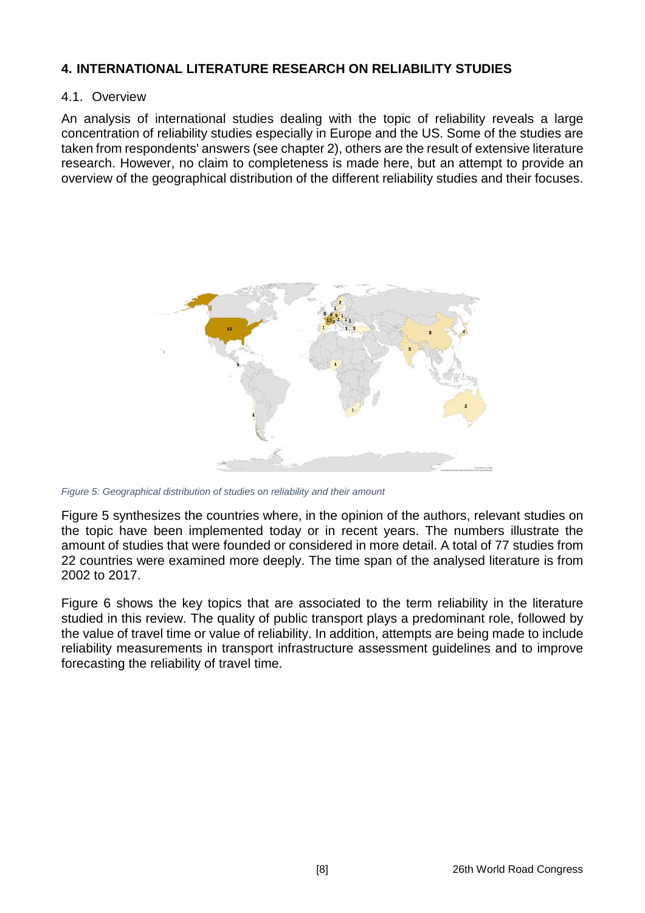## 4. INTERNATIONAL LITERATURE RESEARCH ON RELIABILITY STUDIES

### 4.1. Overview

An analysis of international studies dealing with the topic of reliability reveals a large concentration of reliability studies especially in Europe and the US. Some of the studies are taken from respondents' answers (see chapter 2), others are the result of extensive literature research. However, no claim to completeness is made here, but an attempt to provide an overview of the geographical distribution of the different reliability studies and their focuses.

*Figure 5: Geographical distribution of studies on reliability and their amount*

Figure 5 synthesizes the countries where, in the opinion of the authors, relevant studies on the topic have been implemented today or in recent years. The numbers illustrate the amount of studies that were founded or considered in more detail. A total of 77 studies from 22 countries were examined more deeply. The time span of the analysed literature is from 2002 to 2017.

Figure 6 shows the key topics that are associated to the term reliability in the literature studied in this review. The quality of public transport plays a predominant role, followed by the value of travel time or value of reliability. In addition, attempts are being made to include reliability measurements in transport infrastructure assessment guidelines and to improve forecasting the reliability of travel time.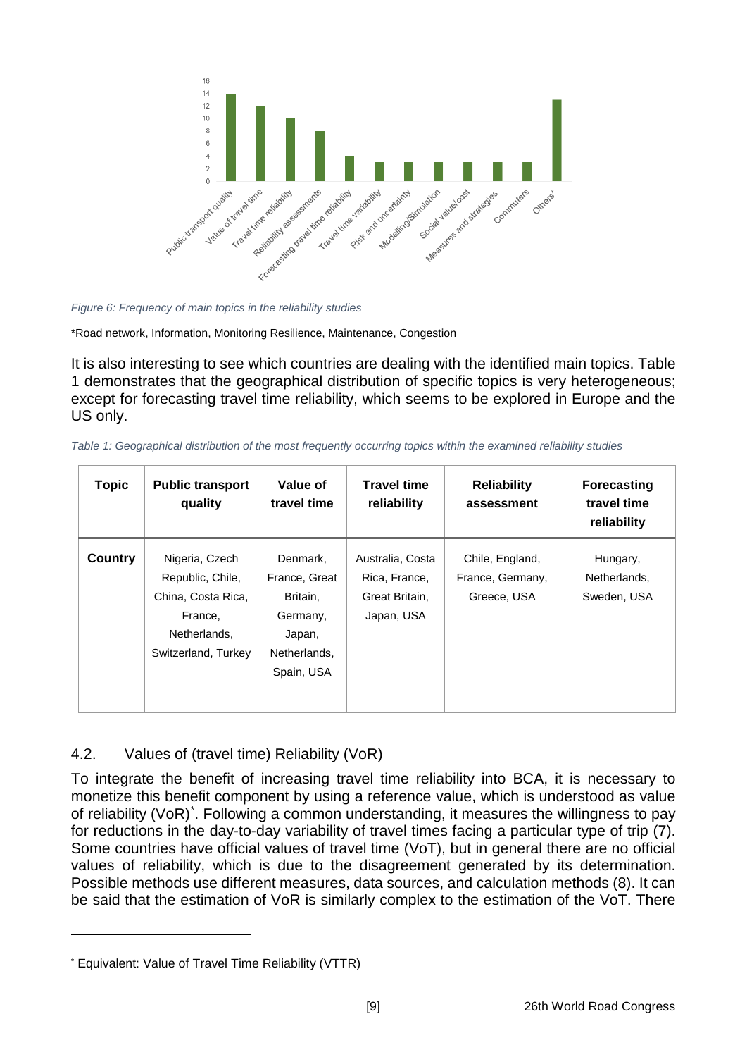*Figure 6: Frequency of main topics in the reliability studies*

*Road network, Information, Monitoring Resilience, Maintenance, Congestion

It is also interesting to see which countries are dealing with the identified main topics. Table 1 demonstrates that the geographical distribution of specific topics is very heterogeneous; except for forecasting travel time reliability, which seems to be explored in Europe and the US only.

*Table 1: Geographical distribution of the most frequently occurring topics within the examined reliability studies*

| Topic | Public transport quality | Value of travel time | Travel time reliability | Reliability assessment | Forecasting travel time reliability |
|---|---|---|---|---|---|
| **Country** | Nigeria, Czech Republic, Chile, China, Costa Rica, France, Netherlands, Switzerland, Turkey | Denmark, France, Great Britain, Germany, Japan, Netherlands, Spain, USA | Australia, Costa Rica, France, Great Britain, Japan, USA | Chile, England, France, Germany, Greece, USA | Hungary, Netherlands, Sweden, USA |

## 4.2. Values of (travel time) Reliability (VoR)

To integrate the benefit of increasing travel time reliability into BCA, it is necessary to monetize this benefit component by using a reference value, which is understood as value of reliability (VoR)*. Following a common understanding, it measures the willingness to pay for reductions in the day-to-day variability of travel times facing a particular type of trip (7). Some countries have official values of travel time (VoT), but in general there are no official values of reliability, which is due to the disagreement generated by its determination. Possible methods use different measures, data sources, and calculation methods (8). It can be said that the estimation of VoR is similarly complex to the estimation of the VoT. There

* Equivalent: Value of Travel Time Reliability (VTTR)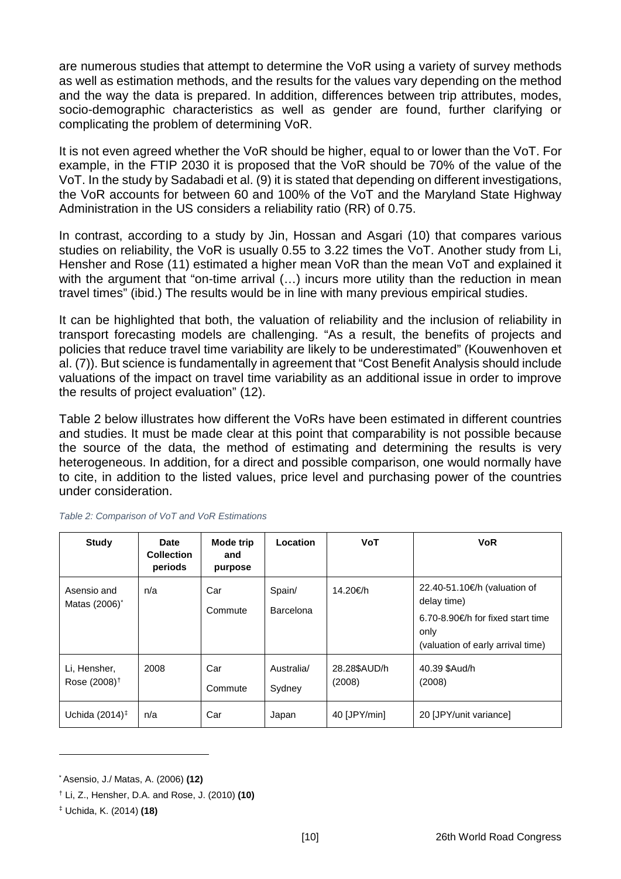are numerous studies that attempt to determine the VoR using a variety of survey methods as well as estimation methods, and the results for the values vary depending on the method and the way the data is prepared. In addition, differences between trip attributes, modes, socio-demographic characteristics as well as gender are found, further clarifying or complicating the problem of determining VoR.

It is not even agreed whether the VoR should be higher, equal to or lower than the VoT. For example, in the FTIP 2030 it is proposed that the VoR should be 70% of the value of the VoT. In the study by Sadabadi et al. (9) it is stated that depending on different investigations, the VoR accounts for between 60 and 100% of the VoT and the Maryland State Highway Administration in the US considers a reliability ratio (RR) of 0.75.

In contrast, according to a study by Jin, Hossan and Asgari (10) that compares various studies on reliability, the VoR is usually 0.55 to 3.22 times the VoT. Another study from Li, Hensher and Rose (11) estimated a higher mean VoR than the mean VoT and explained it with the argument that "on-time arrival (…) incurs more utility than the reduction in mean travel times" (ibid.) The results would be in line with many previous empirical studies.

It can be highlighted that both, the valuation of reliability and the inclusion of reliability in transport forecasting models are challenging. "As a result, the benefits of projects and policies that reduce travel time variability are likely to be underestimated" (Kouwenhoven et al. (7)). But science is fundamentally in agreement that "Cost Benefit Analysis should include valuations of the impact on travel time variability as an additional issue in order to improve the results of project evaluation" (12).

Table 2 below illustrates how different the VoRs have been estimated in different countries and studies. It must be made clear at this point that comparability is not possible because the source of the data, the method of estimating and determining the results is very heterogeneous. In addition, for a direct and possible comparison, one would normally have to cite, in addition to the listed values, price level and purchasing power of the countries under consideration.

*Table 2: Comparison of VoT and VoR Estimations*

| Study | Date Collection periods | Mode trip and purpose | Location | VoT | VoR |
|---|---|---|---|---|---|
| Asensio and Matas (2006)* | n/a | Car Commute | Spain/ Barcelona | 14.20€/h | 22.40-51.10€/h (valuation of delay time)<br>6.70-8.90€/h for fixed start time only<br>(valuation of early arrival time) |
| Li, Hensher, Rose (2008)† | 2008 | Car Commute | Australia/ Sydney | 28.28$AUD/h (2008) | 40.39 $Aud/h (2008) |
| Uchida (2014)‡ | n/a | Car | Japan | 40 [JPY/min] | 20 [JPY/unit variance] |

* Asensio, J./ Matas, A. (2006) **(12)**

† Li, Z., Hensher, D.A. and Rose, J. (2010) **(10)**

‡ Uchida, K. (2014) **(18)**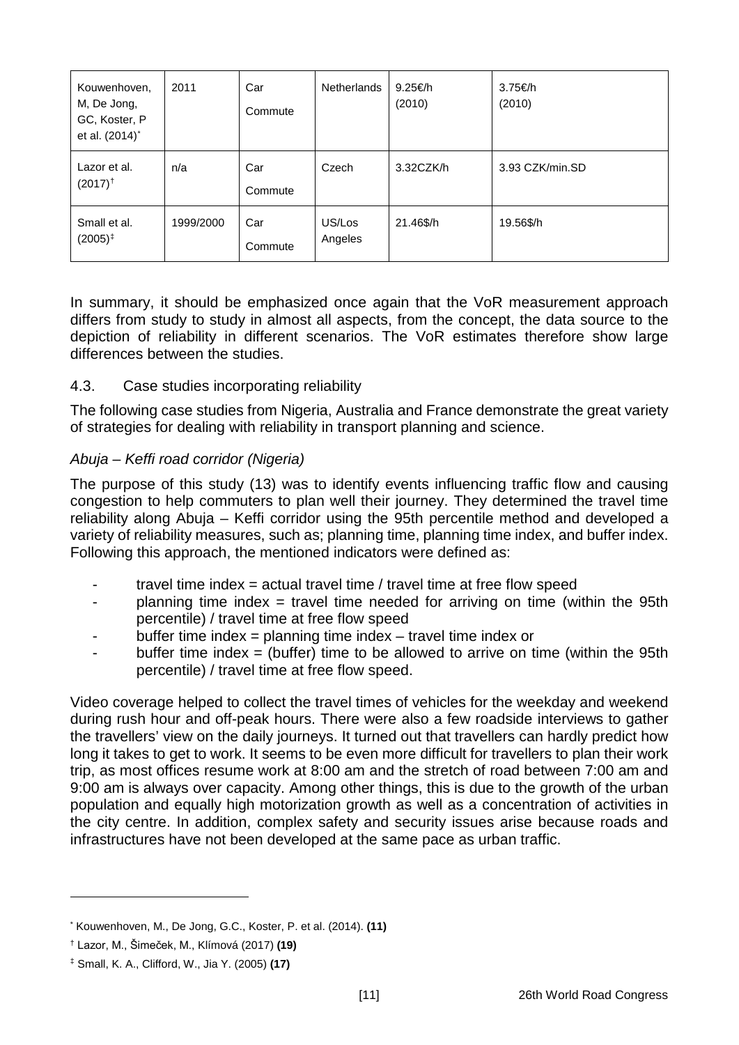| Kouwenhoven, M, De Jong, GC, Koster, P et al. (2014)[*] | 2011 | Car Commute | Netherlands | 9.25€/h (2010) | 3.75€/h (2010) |
|---|---|---|---|---|---|
| Lazor et al. (2017)[†] | n/a | Car Commute | Czech | 3.32CZK/h | 3.93 CZK/min.SD |
| Small et al. (2005)[‡] | 1999/2000 | Car Commute | US/Los Angeles | 21.46$/h | 19.56$/h |

In summary, it should be emphasized once again that the VoR measurement approach differs from study to study in almost all aspects, from the concept, the data source to the depiction of reliability in different scenarios. The VoR estimates therefore show large differences between the studies.

### 4.3. Case studies incorporating reliability

The following case studies from Nigeria, Australia and France demonstrate the great variety of strategies for dealing with reliability in transport planning and science.

*Abuja – Keffi road corridor (Nigeria)*

The purpose of this study (13) was to identify events influencing traffic flow and causing congestion to help commuters to plan well their journey. They determined the travel time reliability along Abuja – Keffi corridor using the 95th percentile method and developed a variety of reliability measures, such as; planning time, planning time index, and buffer index. Following this approach, the mentioned indicators were defined as:

- travel time index = actual travel time / travel time at free flow speed
- planning time index = travel time needed for arriving on time (within the 95th percentile) / travel time at free flow speed
- buffer time index = planning time index – travel time index or
- buffer time index = (buffer) time to be allowed to arrive on time (within the 95th percentile) / travel time at free flow speed.

Video coverage helped to collect the travel times of vehicles for the weekday and weekend during rush hour and off-peak hours. There were also a few roadside interviews to gather the travellers' view on the daily journeys. It turned out that travellers can hardly predict how long it takes to get to work. It seems to be even more difficult for travellers to plan their work trip, as most offices resume work at 8:00 am and the stretch of road between 7:00 am and 9:00 am is always over capacity. Among other things, this is due to the growth of the urban population and equally high motorization growth as well as a concentration of activities in the city centre. In addition, complex safety and security issues arise because roads and infrastructures have not been developed at the same pace as urban traffic.

---

[*] Kouwenhoven, M., De Jong, G.C., Koster, P. et al. (2014). **(11)**

[†] Lazor, M., Šimeček, M., Klímová (2017) **(19)**

[‡] Small, K. A., Clifford, W., Jia Y. (2005) **(17)**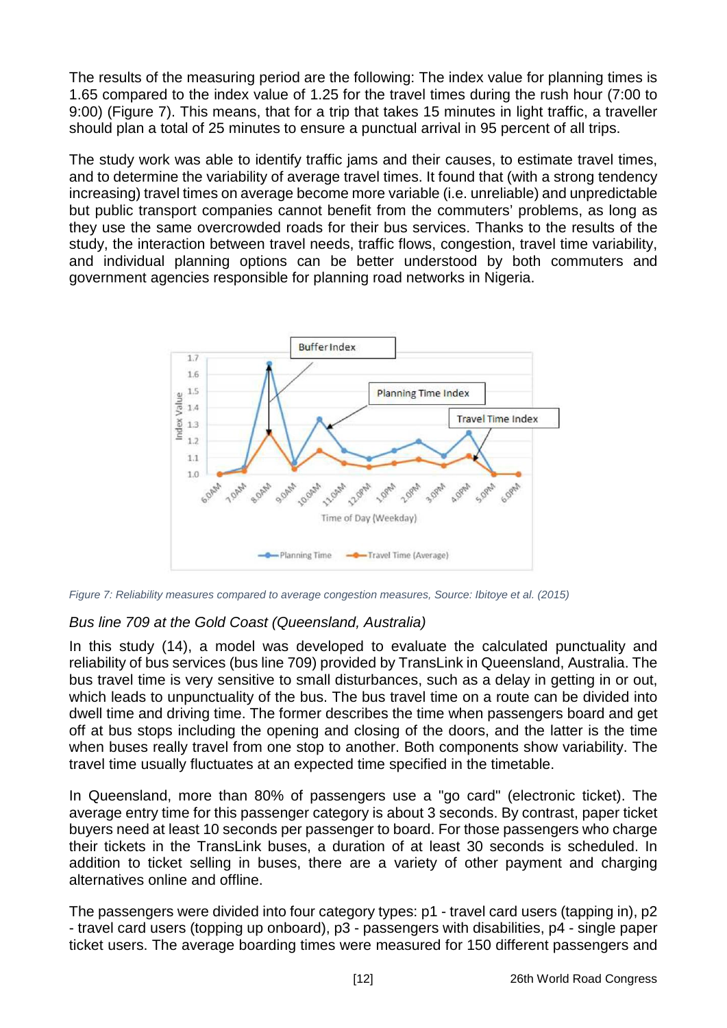The results of the measuring period are the following: The index value for planning times is 1.65 compared to the index value of 1.25 for the travel times during the rush hour (7:00 to 9:00) (Figure 7). This means, that for a trip that takes 15 minutes in light traffic, a traveller should plan a total of 25 minutes to ensure a punctual arrival in 95 percent of all trips.

The study work was able to identify traffic jams and their causes, to estimate travel times, and to determine the variability of average travel times. It found that (with a strong tendency increasing) travel times on average become more variable (i.e. unreliable) and unpredictable but public transport companies cannot benefit from the commuters' problems, as long as they use the same overcrowded roads for their bus services. Thanks to the results of the study, the interaction between travel needs, traffic flows, congestion, travel time variability, and individual planning options can be better understood by both commuters and government agencies responsible for planning road networks in Nigeria.

*Figure 7: Reliability measures compared to average congestion measures, Source: Ibitoye et al. (2015)*

### *Bus line 709 at the Gold Coast (Queensland, Australia)*

In this study (14), a model was developed to evaluate the calculated punctuality and reliability of bus services (bus line 709) provided by TransLink in Queensland, Australia. The bus travel time is very sensitive to small disturbances, such as a delay in getting in or out, which leads to unpunctuality of the bus. The bus travel time on a route can be divided into dwell time and driving time. The former describes the time when passengers board and get off at bus stops including the opening and closing of the doors, and the latter is the time when buses really travel from one stop to another. Both components show variability. The travel time usually fluctuates at an expected time specified in the timetable.

In Queensland, more than 80% of passengers use a "go card" (electronic ticket). The average entry time for this passenger category is about 3 seconds. By contrast, paper ticket buyers need at least 10 seconds per passenger to board. For those passengers who charge their tickets in the TransLink buses, a duration of at least 30 seconds is scheduled. In addition to ticket selling in buses, there are a variety of other payment and charging alternatives online and offline.

The passengers were divided into four category types: p1 - travel card users (tapping in), p2 - travel card users (topping up onboard), p3 - passengers with disabilities, p4 - single paper ticket users. The average boarding times were measured for 150 different passengers and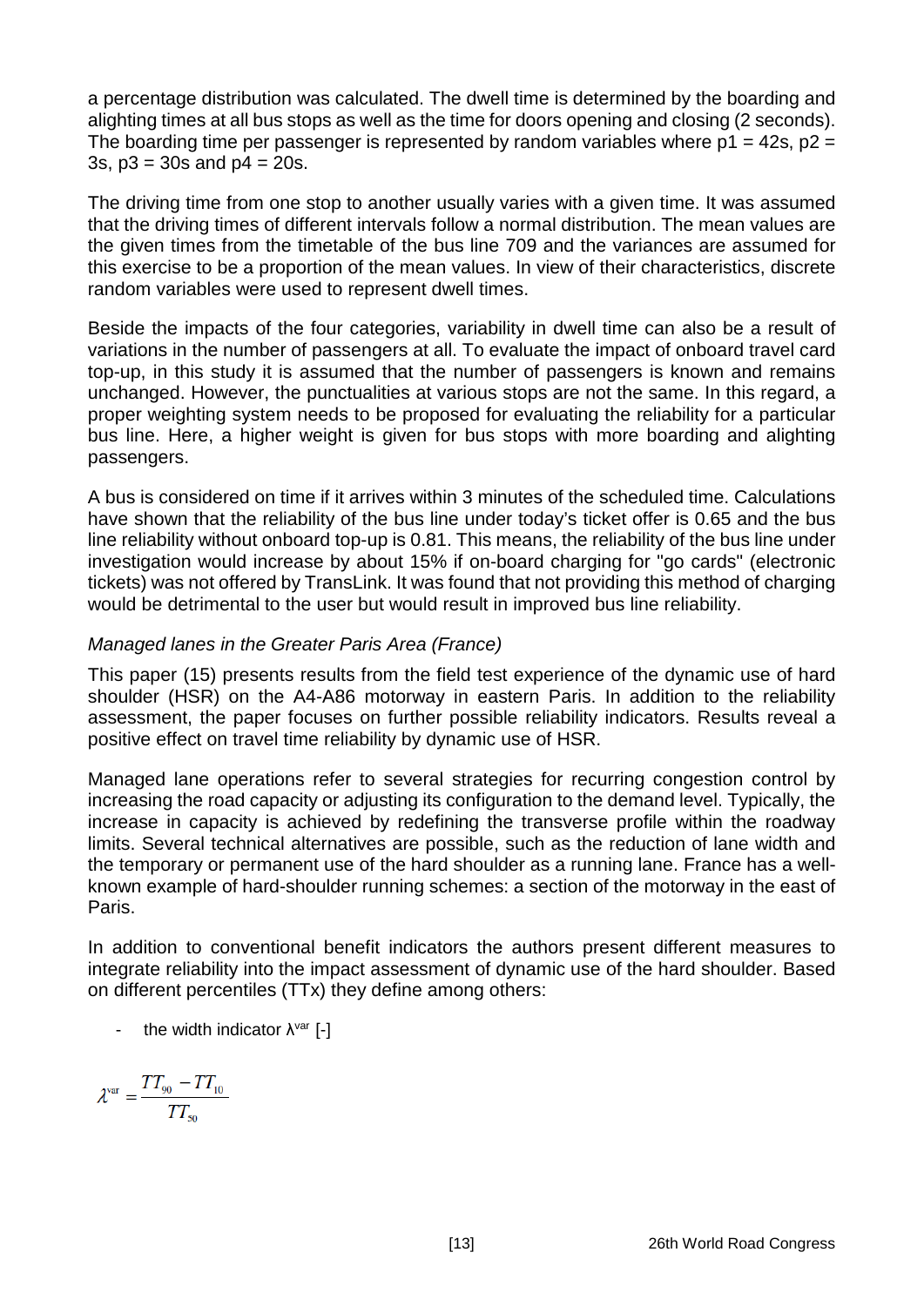a percentage distribution was calculated. The dwell time is determined by the boarding and alighting times at all bus stops as well as the time for doors opening and closing (2 seconds). The boarding time per passenger is represented by random variables where $p1 = 42s$, $p2 = 3s$, $p3 = 30s$ and $p4 = 20s$.

The driving time from one stop to another usually varies with a given time. It was assumed that the driving times of different intervals follow a normal distribution. The mean values are the given times from the timetable of the bus line 709 and the variances are assumed for this exercise to be a proportion of the mean values. In view of their characteristics, discrete random variables were used to represent dwell times.

Beside the impacts of the four categories, variability in dwell time can also be a result of variations in the number of passengers at all. To evaluate the impact of onboard travel card top-up, in this study it is assumed that the number of passengers is known and remains unchanged. However, the punctualities at various stops are not the same. In this regard, a proper weighting system needs to be proposed for evaluating the reliability for a particular bus line. Here, a higher weight is given for bus stops with more boarding and alighting passengers.

A bus is considered on time if it arrives within 3 minutes of the scheduled time. Calculations have shown that the reliability of the bus line under today's ticket offer is 0.65 and the bus line reliability without onboard top-up is 0.81. This means, the reliability of the bus line under investigation would increase by about 15% if on-board charging for "go cards" (electronic tickets) was not offered by TransLink. It was found that not providing this method of charging would be detrimental to the user but would result in improved bus line reliability.

*Managed lanes in the Greater Paris Area (France)*

This paper (15) presents results from the field test experience of the dynamic use of hard shoulder (HSR) on the A4-A86 motorway in eastern Paris. In addition to the reliability assessment, the paper focuses on further possible reliability indicators. Results reveal a positive effect on travel time reliability by dynamic use of HSR.

Managed lane operations refer to several strategies for recurring congestion control by increasing the road capacity or adjusting its configuration to the demand level. Typically, the increase in capacity is achieved by redefining the transverse profile within the roadway limits. Several technical alternatives are possible, such as the reduction of lane width and the temporary or permanent use of the hard shoulder as a running lane. France has a well-known example of hard-shoulder running schemes: a section of the motorway in the east of Paris.

In addition to conventional benefit indicators the authors present different measures to integrate reliability into the impact assessment of dynamic use of the hard shoulder. Based on different percentiles (TTx) they define among others:

- the width indicator $\lambda^{var}$ [-]

$$\lambda^{var} = \frac{TT_{90} - TT_{10}}{TT_{50}}$$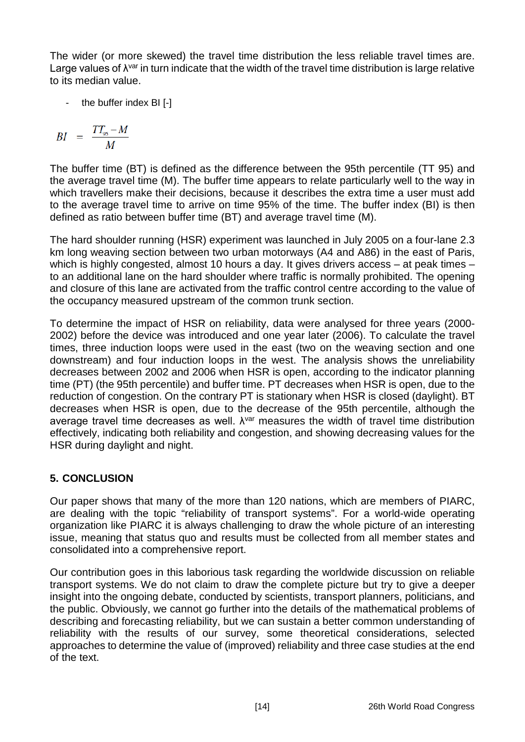The wider (or more skewed) the travel time distribution the less reliable travel times are. Large values of $\lambda^{var}$ in turn indicate that the width of the travel time distribution is large relative to its median value.

- the buffer index BI [-]

$$BI = \frac{TT_{95} - M}{M}$$

The buffer time (BT) is defined as the difference between the 95th percentile (TT 95) and the average travel time (M). The buffer time appears to relate particularly well to the way in which travellers make their decisions, because it describes the extra time a user must add to the average travel time to arrive on time 95% of the time. The buffer index (BI) is then defined as ratio between buffer time (BT) and average travel time (M).

The hard shoulder running (HSR) experiment was launched in July 2005 on a four-lane 2.3 km long weaving section between two urban motorways (A4 and A86) in the east of Paris, which is highly congested, almost 10 hours a day. It gives drivers access – at peak times – to an additional lane on the hard shoulder where traffic is normally prohibited. The opening and closure of this lane are activated from the traffic control centre according to the value of the occupancy measured upstream of the common trunk section.

To determine the impact of HSR on reliability, data were analysed for three years (2000-2002) before the device was introduced and one year later (2006). To calculate the travel times, three induction loops were used in the east (two on the weaving section and one downstream) and four induction loops in the west. The analysis shows the unreliability decreases between 2002 and 2006 when HSR is open, according to the indicator planning time (PT) (the 95th percentile) and buffer time. PT decreases when HSR is open, due to the reduction of congestion. On the contrary PT is stationary when HSR is closed (daylight). BT decreases when HSR is open, due to the decrease of the 95th percentile, although the average travel time decreases as well. $\lambda^{var}$ measures the width of travel time distribution effectively, indicating both reliability and congestion, and showing decreasing values for the HSR during daylight and night.

## 5. CONCLUSION

Our paper shows that many of the more than 120 nations, which are members of PIARC, are dealing with the topic "reliability of transport systems". For a world-wide operating organization like PIARC it is always challenging to draw the whole picture of an interesting issue, meaning that status quo and results must be collected from all member states and consolidated into a comprehensive report.

Our contribution goes in this laborious task regarding the worldwide discussion on reliable transport systems. We do not claim to draw the complete picture but try to give a deeper insight into the ongoing debate, conducted by scientists, transport planners, politicians, and the public. Obviously, we cannot go further into the details of the mathematical problems of describing and forecasting reliability, but we can sustain a better common understanding of reliability with the results of our survey, some theoretical considerations, selected approaches to determine the value of (improved) reliability and three case studies at the end of the text.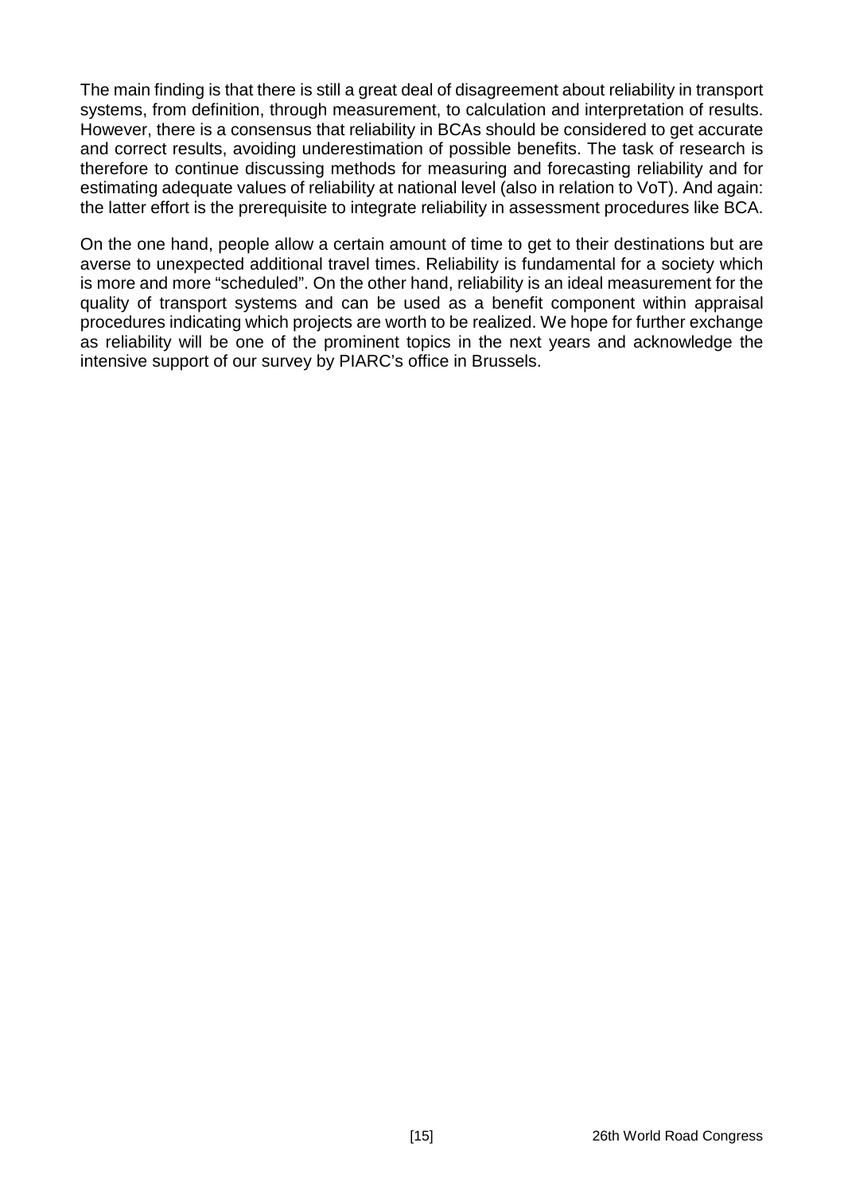The main finding is that there is still a great deal of disagreement about reliability in transport systems, from definition, through measurement, to calculation and interpretation of results. However, there is a consensus that reliability in BCAs should be considered to get accurate and correct results, avoiding underestimation of possible benefits. The task of research is therefore to continue discussing methods for measuring and forecasting reliability and for estimating adequate values of reliability at national level (also in relation to VoT). And again: the latter effort is the prerequisite to integrate reliability in assessment procedures like BCA.

On the one hand, people allow a certain amount of time to get to their destinations but are averse to unexpected additional travel times. Reliability is fundamental for a society which is more and more "scheduled". On the other hand, reliability is an ideal measurement for the quality of transport systems and can be used as a benefit component within appraisal procedures indicating which projects are worth to be realized. We hope for further exchange as reliability will be one of the prominent topics in the next years and acknowledge the intensive support of our survey by PIARC's office in Brussels.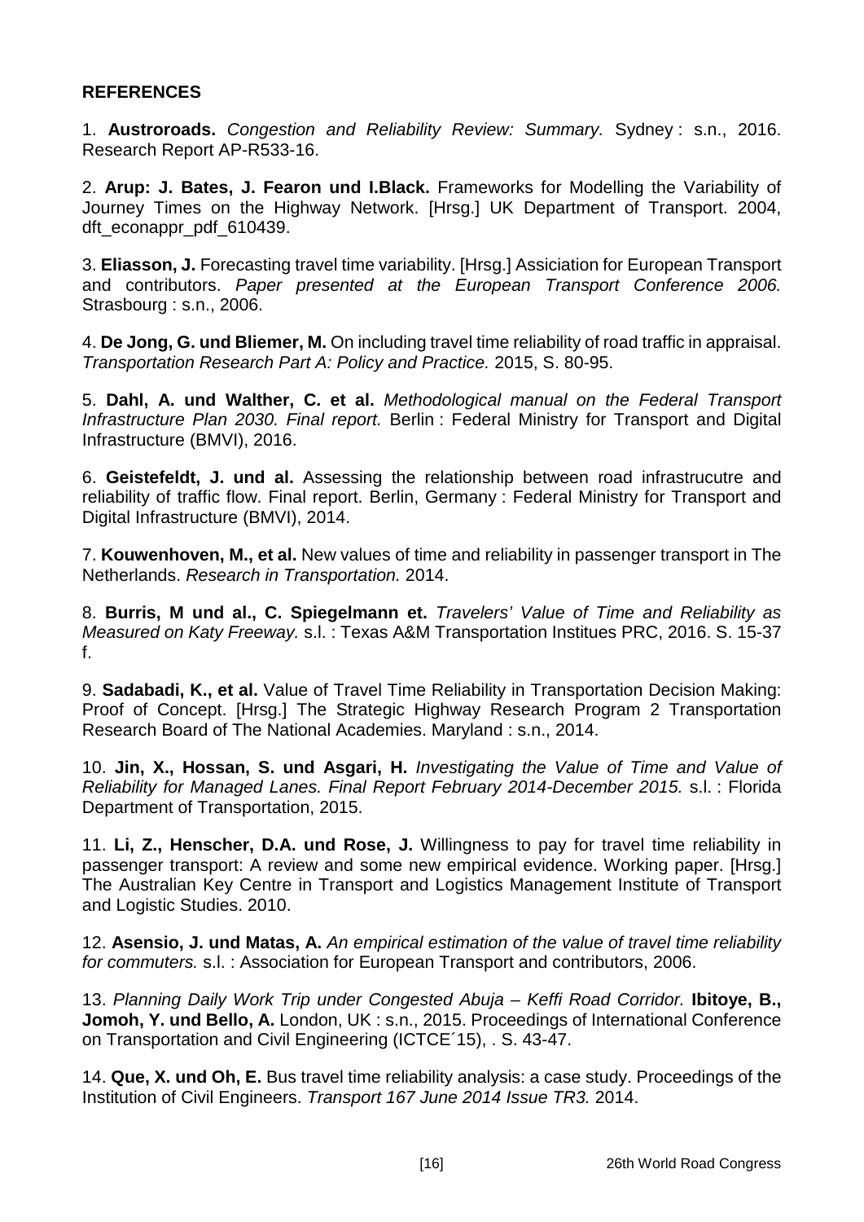## REFERENCES

1. **Austroroads.** *Congestion and Reliability Review: Summary.* Sydney : s.n., 2016. Research Report AP-R533-16.

2. **Arup: J. Bates, J. Fearon und I.Black.** Frameworks for Modelling the Variability of Journey Times on the Highway Network. [Hrsg.] UK Department of Transport. 2004, dft_econappr_pdf_610439.

3. **Eliasson, J.** Forecasting travel time variability. [Hrsg.] Assiciation for European Transport and contributors. *Paper presented at the European Transport Conference 2006.* Strasbourg : s.n., 2006.

4. **De Jong, G. und Bliemer, M.** On including travel time reliability of road traffic in appraisal. *Transportation Research Part A: Policy and Practice.* 2015, S. 80-95.

5. **Dahl, A. und Walther, C. et al.** *Methodological manual on the Federal Transport Infrastructure Plan 2030. Final report.* Berlin : Federal Ministry for Transport and Digital Infrastructure (BMVI), 2016.

6. **Geistefeldt, J. und al.** Assessing the relationship between road infrastrucutre and reliability of traffic flow. Final report. Berlin, Germany : Federal Ministry for Transport and Digital Infrastructure (BMVI), 2014.

7. **Kouwenhoven, M., et al.** New values of time and reliability in passenger transport in The Netherlands. *Research in Transportation.* 2014.

8. **Burris, M und al., C. Spiegelmann et.** *Travelers' Value of Time and Reliability as Measured on Katy Freeway.* s.l. : Texas A&M Transportation Institues PRC, 2016. S. 15-37 f.

9. **Sadabadi, K., et al.** Value of Travel Time Reliability in Transportation Decision Making: Proof of Concept. [Hrsg.] The Strategic Highway Research Program 2 Transportation Research Board of The National Academies. Maryland : s.n., 2014.

10. **Jin, X., Hossan, S. und Asgari, H.** *Investigating the Value of Time and Value of Reliability for Managed Lanes. Final Report February 2014-December 2015.* s.l. : Florida Department of Transportation, 2015.

11. **Li, Z., Henscher, D.A. und Rose, J.** Willingness to pay for travel time reliability in passenger transport: A review and some new empirical evidence. Working paper. [Hrsg.] The Australian Key Centre in Transport and Logistics Management Institute of Transport and Logistic Studies. 2010.

12. **Asensio, J. und Matas, A.** *An empirical estimation of the value of travel time reliability for commuters.* s.l. : Association for European Transport and contributors, 2006.

13. *Planning Daily Work Trip under Congested Abuja – Keffi Road Corridor.* **Ibitoye, B., Jomoh, Y. und Bello, A.** London, UK : s.n., 2015. Proceedings of International Conference on Transportation and Civil Engineering (ICTCE´15), . S. 43-47.

14. **Que, X. und Oh, E.** Bus travel time reliability analysis: a case study. Proceedings of the Institution of Civil Engineers. *Transport 167 June 2014 Issue TR3.* 2014.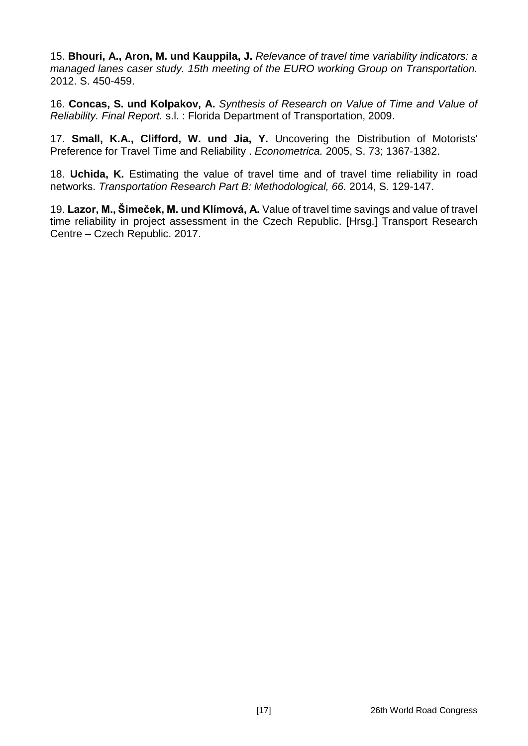15. **Bhouri, A., Aron, M. und Kauppila, J.** *Relevance of travel time variability indicators: a managed lanes caser study. 15th meeting of the EURO working Group on Transportation.* 2012. S. 450-459.

16. **Concas, S. und Kolpakov, A.** *Synthesis of Research on Value of Time and Value of Reliability. Final Report.* s.l. : Florida Department of Transportation, 2009.

17. **Small, K.A., Clifford, W. und Jia, Y.** Uncovering the Distribution of Motorists' Preference for Travel Time and Reliability . *Econometrica.* 2005, S. 73; 1367-1382.

18. **Uchida, K.** Estimating the value of travel time and of travel time reliability in road networks. *Transportation Research Part B: Methodological, 66.* 2014, S. 129-147.

19. **Lazor, M., Šimeček, M. und Klímová, A.** Value of travel time savings and value of travel time reliability in project assessment in the Czech Republic. [Hrsg.] Transport Research Centre – Czech Republic. 2017.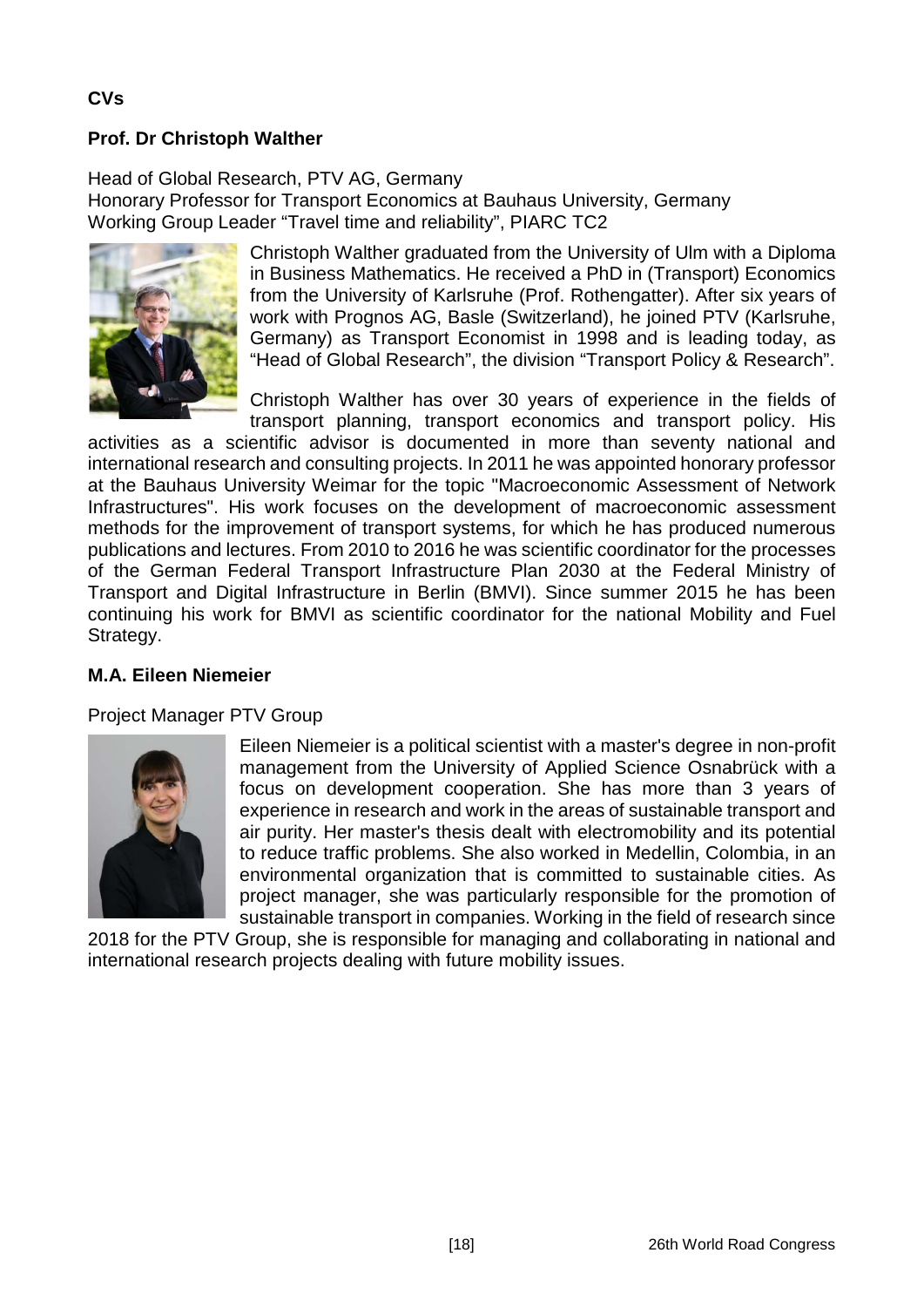# CVs

## Prof. Dr Christoph Walther

Head of Global Research, PTV AG, Germany
Honorary Professor for Transport Economics at Bauhaus University, Germany
Working Group Leader "Travel time and reliability", PIARC TC2

Christoph Walther graduated from the University of Ulm with a Diploma in Business Mathematics. He received a PhD in (Transport) Economics from the University of Karlsruhe (Prof. Rothengatter). After six years of work with Prognos AG, Basle (Switzerland), he joined PTV (Karlsruhe, Germany) as Transport Economist in 1998 and is leading today, as "Head of Global Research", the division "Transport Policy & Research".

Christoph Walther has over 30 years of experience in the fields of transport planning, transport economics and transport policy. His activities as a scientific advisor is documented in more than seventy national and international research and consulting projects. In 2011 he was appointed honorary professor at the Bauhaus University Weimar for the topic "Macroeconomic Assessment of Network Infrastructures". His work focuses on the development of macroeconomic assessment methods for the improvement of transport systems, for which he has produced numerous publications and lectures. From 2010 to 2016 he was scientific coordinator for the processes of the German Federal Transport Infrastructure Plan 2030 at the Federal Ministry of Transport and Digital Infrastructure in Berlin (BMVI). Since summer 2015 he has been continuing his work for BMVI as scientific coordinator for the national Mobility and Fuel Strategy.

## M.A. Eileen Niemeier

Project Manager PTV Group

Eileen Niemeier is a political scientist with a master's degree in non-profit management from the University of Applied Science Osnabrück with a focus on development cooperation. She has more than 3 years of experience in research and work in the areas of sustainable transport and air purity. Her master's thesis dealt with electromobility and its potential to reduce traffic problems. She also worked in Medellin, Colombia, in an environmental organization that is committed to sustainable cities. As project manager, she was particularly responsible for the promotion of sustainable transport in companies. Working in the field of research since 2018 for the PTV Group, she is responsible for managing and collaborating in national and international research projects dealing with future mobility issues.